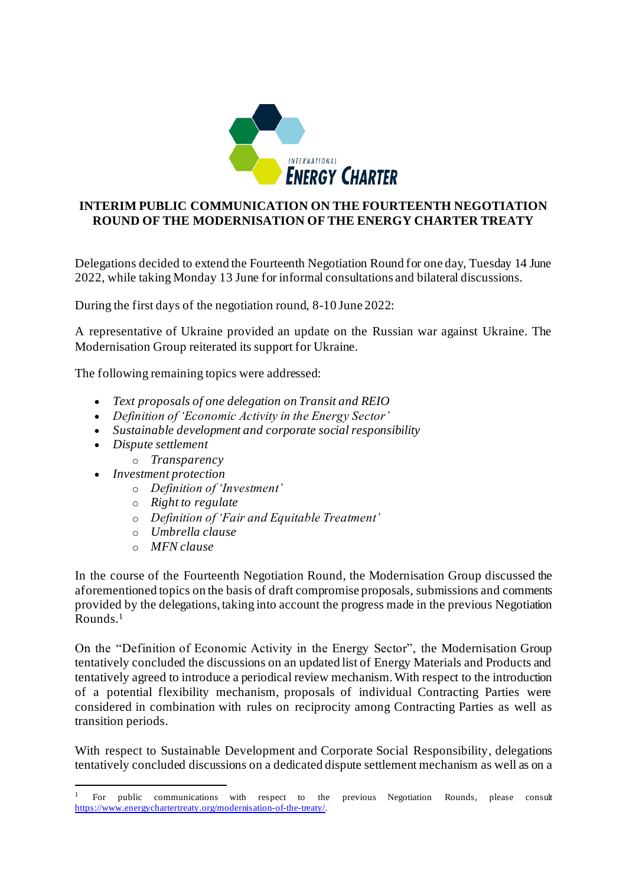# INTERIM PUBLIC COMMUNICATION ON THE FOURTEENTH NEGOTIATION ROUND OF THE MODERNISATION OF THE ENERGY CHARTER TREATY

Delegations decided to extend the Fourteenth Negotiation Round for one day, Tuesday 14 June 2022, while taking Monday 13 June for informal consultations and bilateral discussions.

During the first days of the negotiation round, 8-10 June 2022:

A representative of Ukraine provided an update on the Russian war against Ukraine. The Modernisation Group reiterated its support for Ukraine.

The following remaining topics were addressed:

- *Text proposals of one delegation on Transit and REIO*
- *Definition of 'Economic Activity in the Energy Sector'*
- *Sustainable development and corporate social responsibility*
- *Dispute settlement*
  - *Transparency*
- *Investment protection*
  - *Definition of 'Investment'*
  - *Right to regulate*
  - *Definition of 'Fair and Equitable Treatment'*
  - *Umbrella clause*
  - *MFN clause*

In the course of the Fourteenth Negotiation Round, the Modernisation Group discussed the aforementioned topics on the basis of draft compromise proposals, submissions and comments provided by the delegations, taking into account the progress made in the previous Negotiation Rounds.[1]

On the "Definition of Economic Activity in the Energy Sector", the Modernisation Group tentatively concluded the discussions on an updated list of Energy Materials and Products and tentatively agreed to introduce a periodical review mechanism. With respect to the introduction of a potential flexibility mechanism, proposals of individual Contracting Parties were considered in combination with rules on reciprocity among Contracting Parties as well as transition periods.

With respect to Sustainable Development and Corporate Social Responsibility, delegations tentatively concluded discussions on a dedicated dispute settlement mechanism as well as on a

[1] For public communications with respect to the previous Negotiation Rounds, please consult https://www.energychartertreaty.org/modernisation-of-the-treaty/.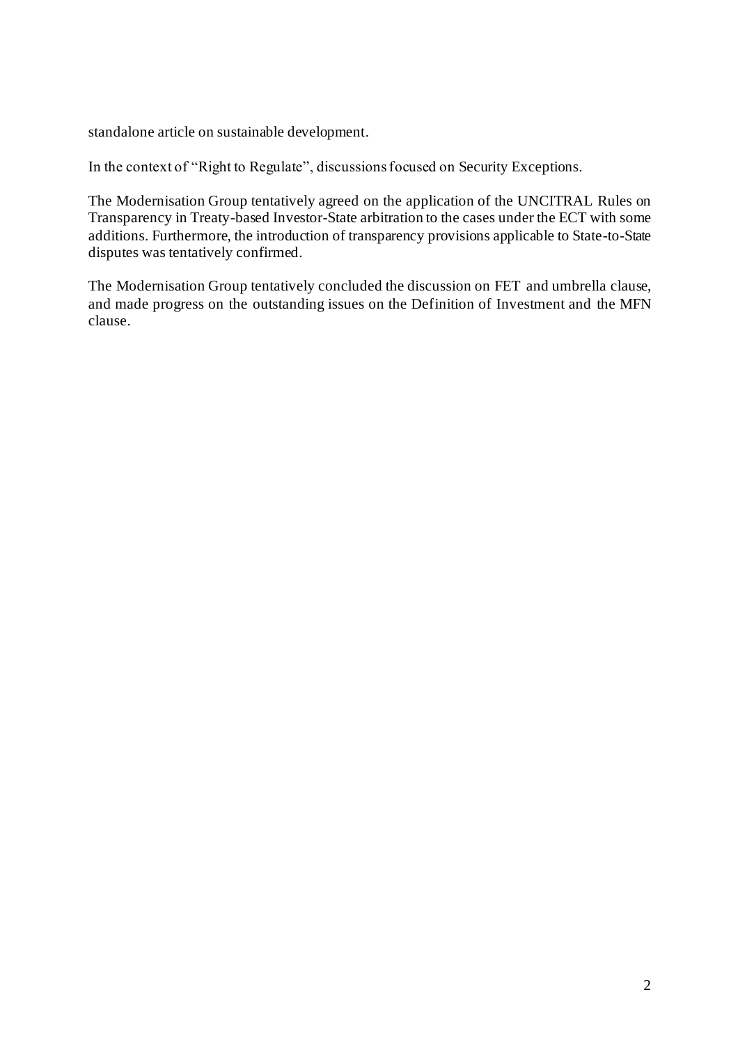standalone article on sustainable development.

In the context of "Right to Regulate", discussions focused on Security Exceptions.

The Modernisation Group tentatively agreed on the application of the UNCITRAL Rules on Transparency in Treaty-based Investor-State arbitration to the cases under the ECT with some additions. Furthermore, the introduction of transparency provisions applicable to State-to-State disputes was tentatively confirmed.

The Modernisation Group tentatively concluded the discussion on FET and umbrella clause, and made progress on the outstanding issues on the Definition of Investment and the MFN clause.